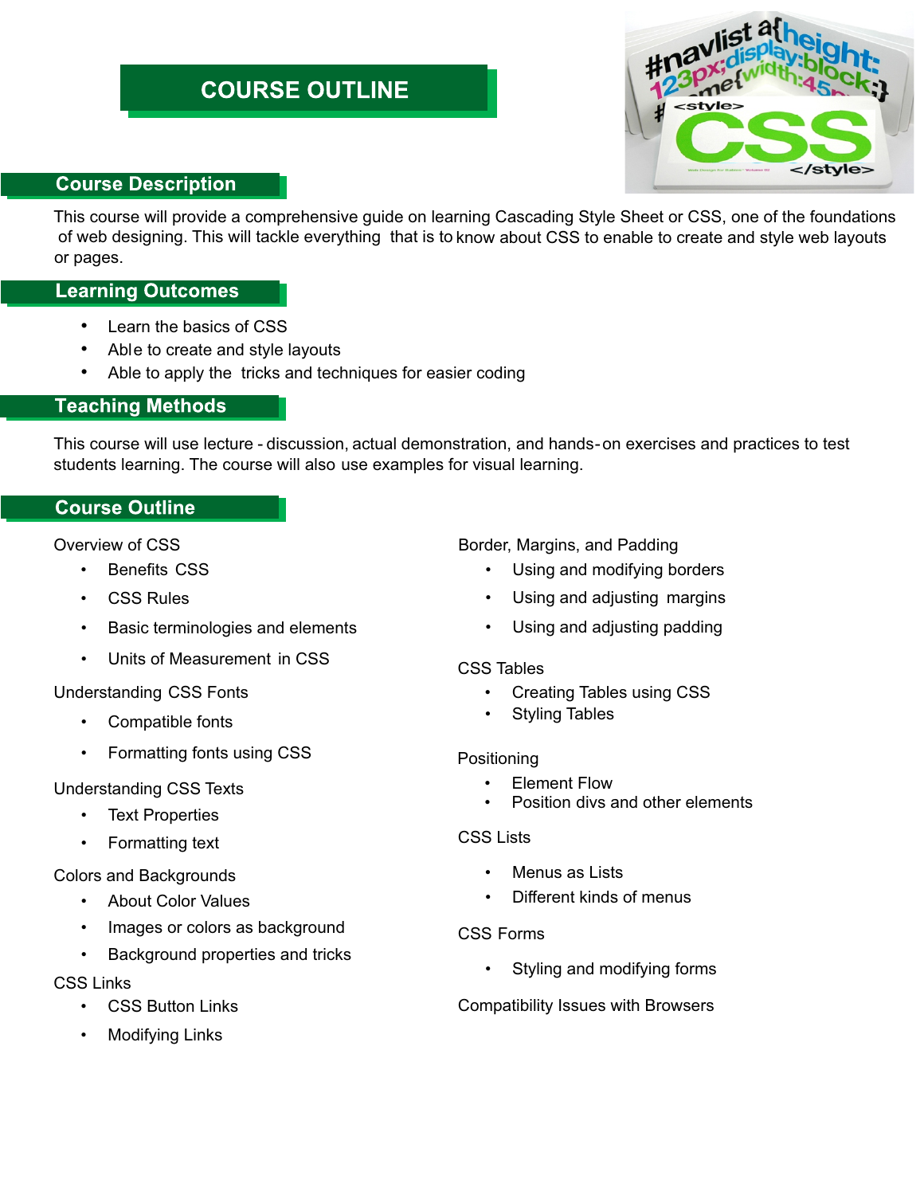# COURSE OUTLINE

## Course Description

This course will provide a comprehensive guide on learning Cascading Style Sheet or CSS, one of the foundations of web designing. This will tackle everything that is to know about CSS to enable to create and style web layouts or pages.

## Learning Outcomes

- Learn the basics of CSS
- Able to create and style layouts
- Able to apply the tricks and techniques for easier coding

## Teaching Methods

This course will use lecture - discussion, actual demonstration, and hands-on exercises and practices to test students learning. The course will also use examples for visual learning.

## Course Outline

Overview of CSS

- Benefits CSS
- CSS Rules
- Basic terminologies and elements
- Units of Measurement in CSS

Understanding CSS Fonts

- Compatible fonts
- Formatting fonts using CSS

Understanding CSS Texts

- Text Properties
- Formatting text

Colors and Backgrounds

- About Color Values
- Images or colors as background
- Background properties and tricks

CSS Links

- CSS Button Links
- Modifying Links

Border, Margins, and Padding

- Using and modifying borders
- Using and adjusting margins
- Using and adjusting padding

CSS Tables

- Creating Tables using CSS
- Styling Tables

Positioning

- Element Flow
- Position divs and other elements

CSS Lists

- Menus as Lists
- Different kinds of menus

CSS Forms

- Styling and modifying forms

Compatibility Issues with Browsers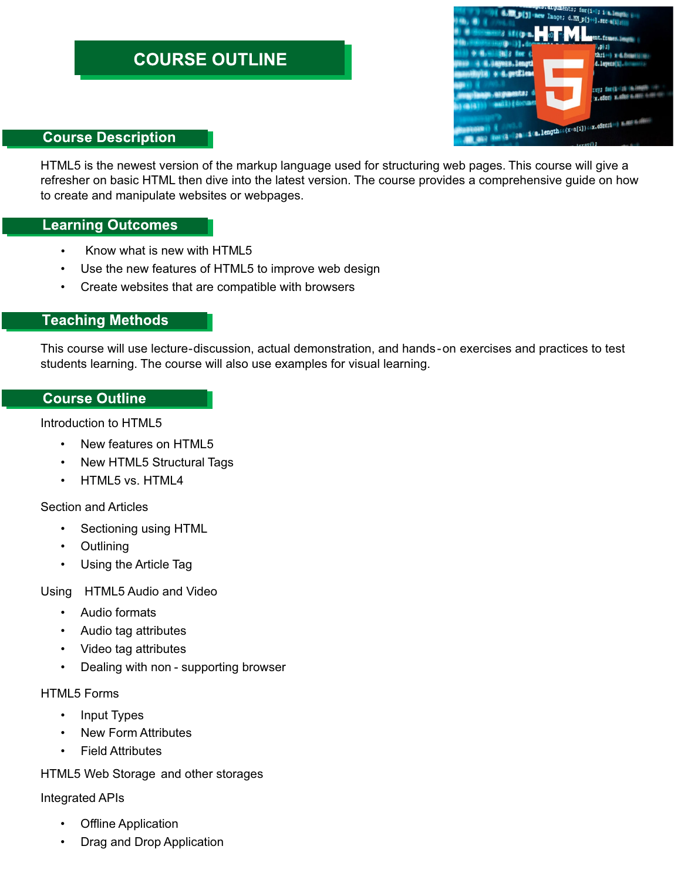# COURSE OUTLINE

## Course Description

HTML5 is the newest version of the markup language used for structuring web pages. This course will give a refresher on basic HTML then dive into the latest version. The course provides a comprehensive guide on how to create and manipulate websites or webpages.

## Learning Outcomes

- Know what is new with HTML5
- Use the new features of HTML5 to improve web design
- Create websites that are compatible with browsers

## Teaching Methods

This course will use lecture-discussion, actual demonstration, and hands-on exercises and practices to test students learning. The course will also use examples for visual learning.

## Course Outline

Introduction to HTML5

- New features on HTML5
- New HTML5 Structural Tags
- HTML5 vs. HTML4

Section and Articles

- Sectioning using HTML
- Outlining
- Using the Article Tag

Using HTML5 Audio and Video

- Audio formats
- Audio tag attributes
- Video tag attributes
- Dealing with non - supporting browser

HTML5 Forms

- Input Types
- New Form Attributes
- Field Attributes

HTML5 Web Storage and other storages

Integrated APIs

- Offline Application
- Drag and Drop Application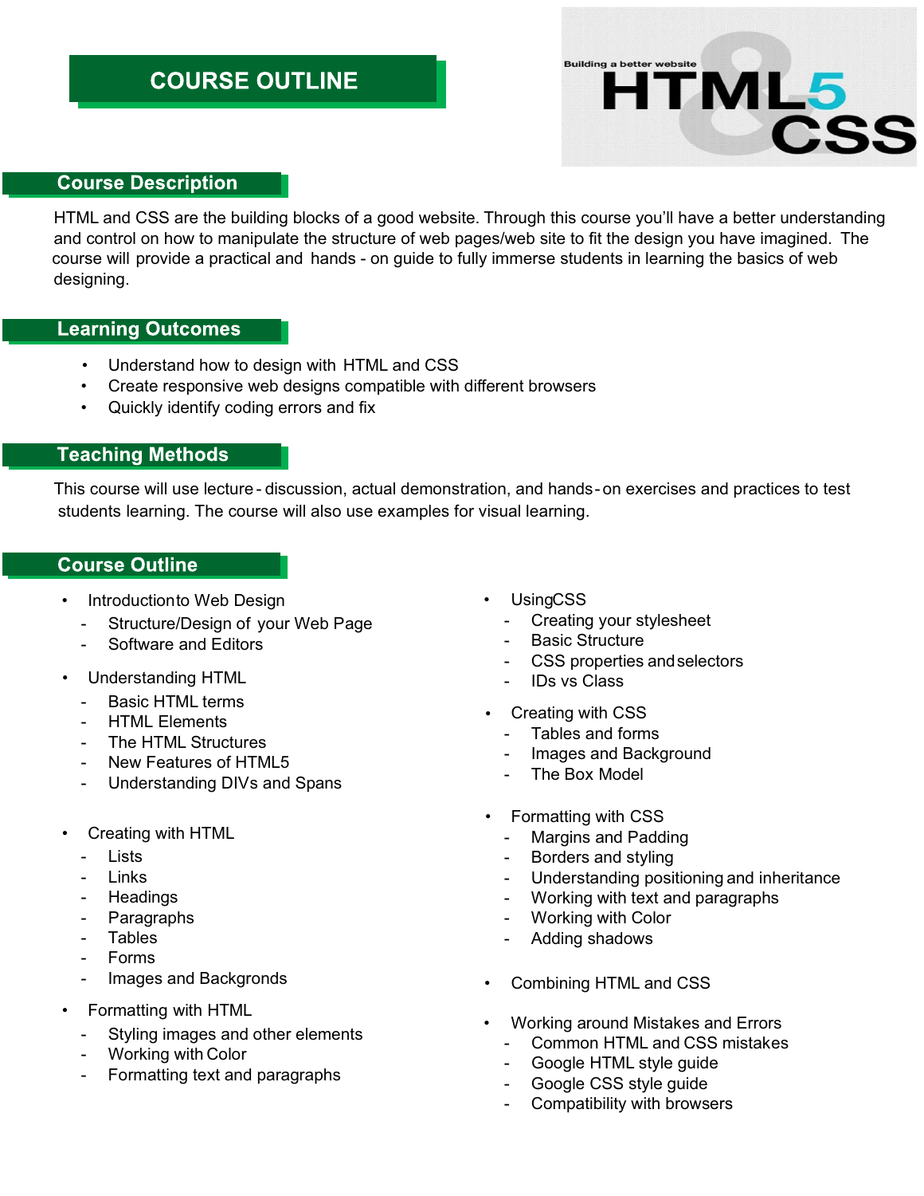# COURSE OUTLINE

Building a better website

HTML5 & CSS

## Course Description

HTML and CSS are the building blocks of a good website. Through this course you'll have a better understanding and control on how to manipulate the structure of web pages/web site to fit the design you have imagined. The course will provide a practical and hands - on guide to fully immerse students in learning the basics of web designing.

## Learning Outcomes

- Understand how to design with HTML and CSS
- Create responsive web designs compatible with different browsers
- Quickly identify coding errors and fix

## Teaching Methods

This course will use lecture - discussion, actual demonstration, and hands - on exercises and practices to test students learning. The course will also use examples for visual learning.

## Course Outline

- Introductionto Web Design
  - Structure/Design of your Web Page
  - Software and Editors
- Understanding HTML
  - Basic HTML terms
  - HTML Elements
  - The HTML Structures
  - New Features of HTML5
  - Understanding DIVs and Spans
- Creating with HTML
  - Lists
  - Links
  - Headings
  - Paragraphs
  - Tables
  - Forms
  - Images and Backgronds
- Formatting with HTML
  - Styling images and other elements
  - Working with Color
  - Formatting text and paragraphs
- UsingCSS
  - Creating your stylesheet
  - Basic Structure
  - CSS properties and selectors
  - IDs vs Class
- Creating with CSS
  - Tables and forms
  - Images and Background
  - The Box Model
- Formatting with CSS
  - Margins and Padding
  - Borders and styling
  - Understanding positioning and inheritance
  - Working with text and paragraphs
  - Working with Color
  - Adding shadows
- Combining HTML and CSS
- Working around Mistakes and Errors
  - Common HTML and CSS mistakes
  - Google HTML style guide
  - Google CSS style guide
  - Compatibility with browsers